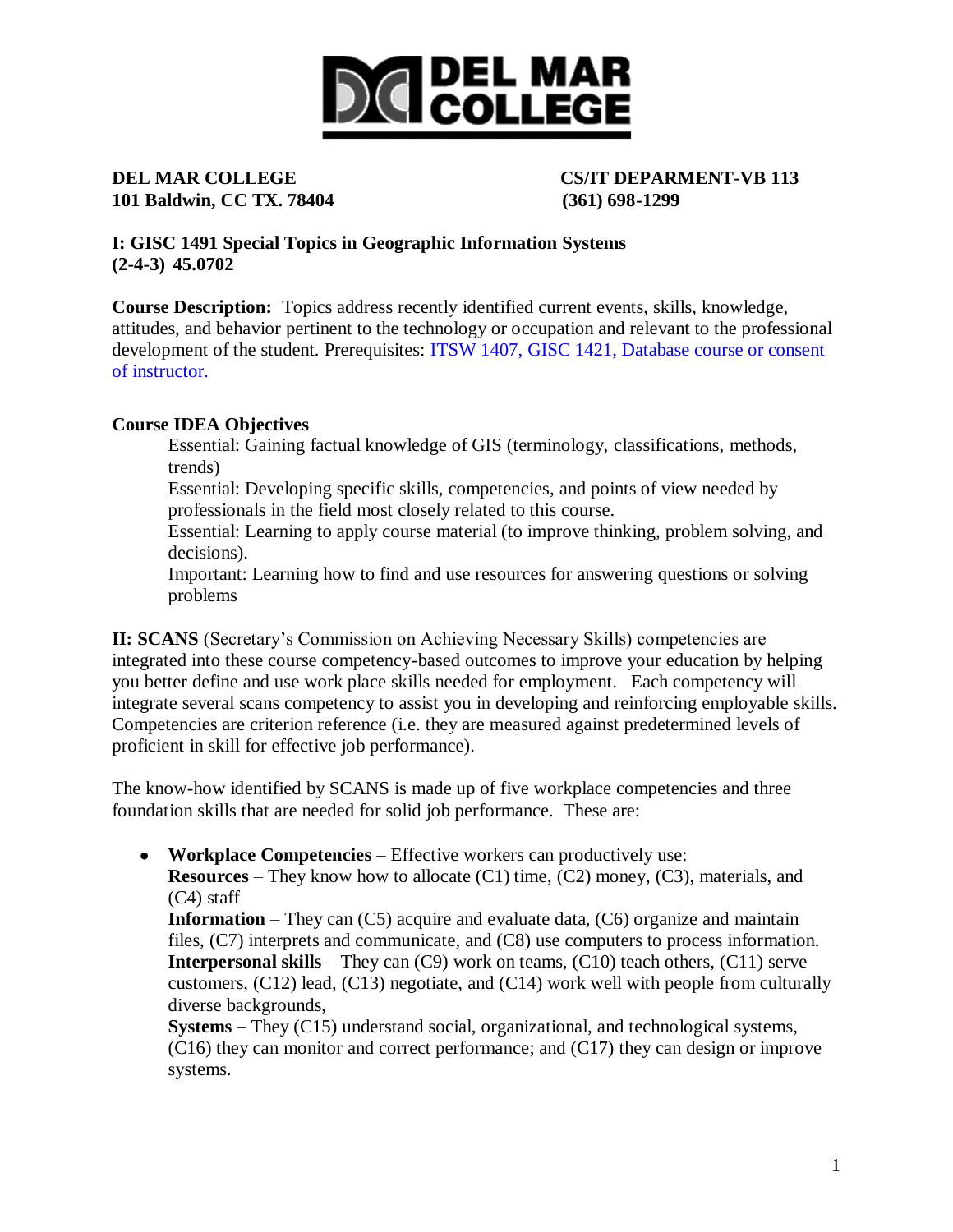**DEL MAR COLLEGE**
**101 Baldwin, CC TX. 78404**

**CS/IT DEPARMENT-VB 113**
**(361) 698-1299**

**I: GISC 1491 Special Topics in Geographic Information Systems**
**(2-4-3) 45.0702**

**Course Description:** Topics address recently identified current events, skills, knowledge, attitudes, and behavior pertinent to the technology or occupation and relevant to the professional development of the student. Prerequisites: ITSW 1407, GISC 1421, Database course or consent of instructor.

**Course IDEA Objectives**

Essential: Gaining factual knowledge of GIS (terminology, classifications, methods, trends)
Essential: Developing specific skills, competencies, and points of view needed by professionals in the field most closely related to this course.
Essential: Learning to apply course material (to improve thinking, problem solving, and decisions).
Important: Learning how to find and use resources for answering questions or solving problems

**II: SCANS** (Secretary's Commission on Achieving Necessary Skills) competencies are integrated into these course competency-based outcomes to improve your education by helping you better define and use work place skills needed for employment. Each competency will integrate several scans competency to assist you in developing and reinforcing employable skills. Competencies are criterion reference (i.e. they are measured against predetermined levels of proficient in skill for effective job performance).

The know-how identified by SCANS is made up of five workplace competencies and three foundation skills that are needed for solid job performance. These are:

- **Workplace Competencies** – Effective workers can productively use:
  **Resources** – They know how to allocate (C1) time, (C2) money, (C3), materials, and (C4) staff
  **Information** – They can (C5) acquire and evaluate data, (C6) organize and maintain files, (C7) interprets and communicate, and (C8) use computers to process information.
  **Interpersonal skills** – They can (C9) work on teams, (C10) teach others, (C11) serve customers, (C12) lead, (C13) negotiate, and (C14) work well with people from culturally diverse backgrounds,
  **Systems** – They (C15) understand social, organizational, and technological systems, (C16) they can monitor and correct performance; and (C17) they can design or improve systems.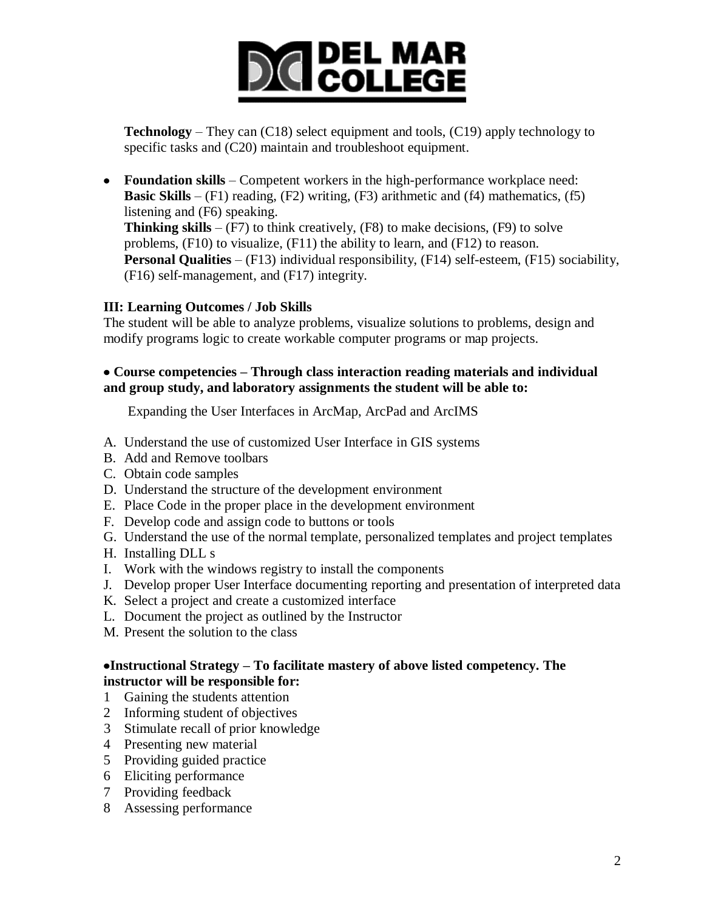**Technology** – They can (C18) select equipment and tools, (C19) apply technology to specific tasks and (C20) maintain and troubleshoot equipment.

- **Foundation skills** – Competent workers in the high-performance workplace need:
  **Basic Skills** – (F1) reading, (F2) writing, (F3) arithmetic and (f4) mathematics, (f5) listening and (F6) speaking.
  **Thinking skills** – (F7) to think creatively, (F8) to make decisions, (F9) to solve problems, (F10) to visualize, (F11) the ability to learn, and (F12) to reason.
  **Personal Qualities** – (F13) individual responsibility, (F14) self-esteem, (F15) sociability, (F16) self-management, and (F17) integrity.

### III: Learning Outcomes / Job Skills

The student will be able to analyze problems, visualize solutions to problems, design and modify programs logic to create workable computer programs or map projects.

- **Course competencies – Through class interaction reading materials and individual and group study, and laboratory assignments the student will be able to:**

Expanding the User Interfaces in ArcMap, ArcPad and ArcIMS

A. Understand the use of customized User Interface in GIS systems
B. Add and Remove toolbars
C. Obtain code samples
D. Understand the structure of the development environment
E. Place Code in the proper place in the development environment
F. Develop code and assign code to buttons or tools
G. Understand the use of the normal template, personalized templates and project templates
H. Installing DLL s
I. Work with the windows registry to install the components
J. Develop proper User Interface documenting reporting and presentation of interpreted data
K. Select a project and create a customized interface
L. Document the project as outlined by the Instructor
M. Present the solution to the class

- **Instructional Strategy – To facilitate mastery of above listed competency. The instructor will be responsible for:**

1 Gaining the students attention
2 Informing student of objectives
3 Stimulate recall of prior knowledge
4 Presenting new material
5 Providing guided practice
6 Eliciting performance
7 Providing feedback
8 Assessing performance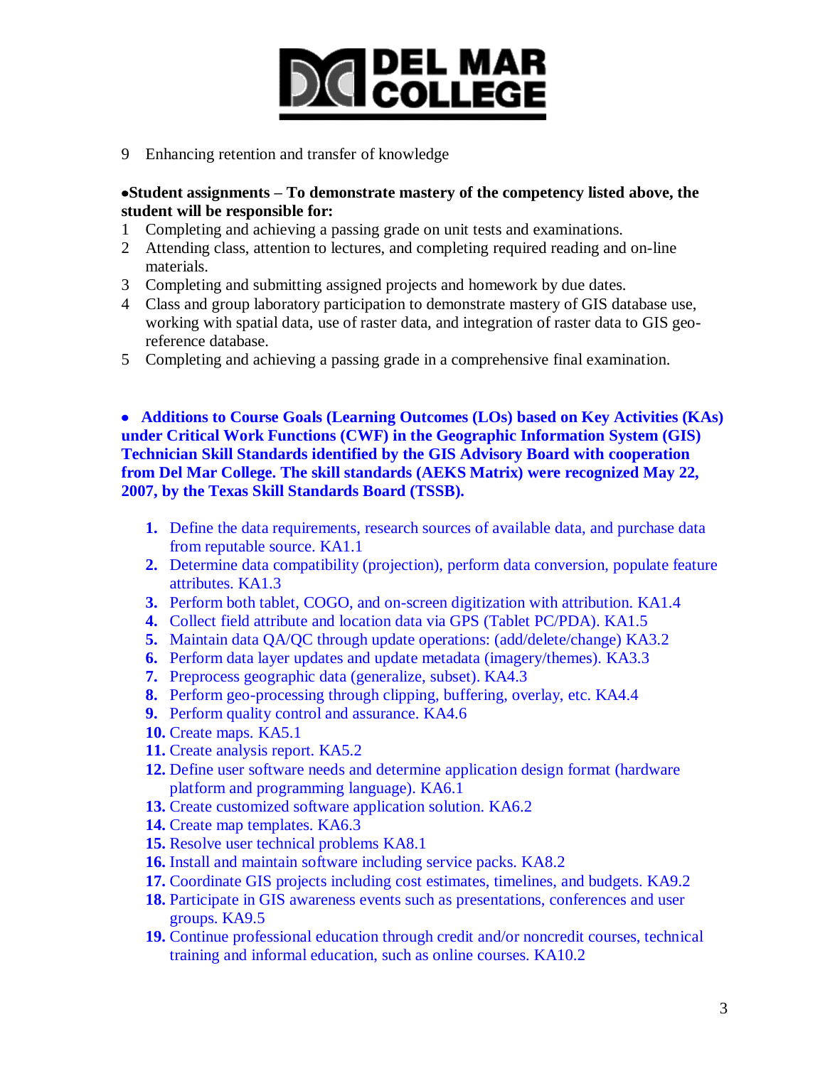9 Enhancing retention and transfer of knowledge

**•Student assignments – To demonstrate mastery of the competency listed above, the student will be responsible for:**

1 Completing and achieving a passing grade on unit tests and examinations.
2 Attending class, attention to lectures, and completing required reading and on-line materials.
3 Completing and submitting assigned projects and homework by due dates.
4 Class and group laboratory participation to demonstrate mastery of GIS database use, working with spatial data, use of raster data, and integration of raster data to GIS geo-reference database.
5 Completing and achieving a passing grade in a comprehensive final examination.

**• Additions to Course Goals (Learning Outcomes (LOs) based on Key Activities (KAs) under Critical Work Functions (CWF) in the Geographic Information System (GIS) Technician Skill Standards identified by the GIS Advisory Board with cooperation from Del Mar College. The skill standards (AEKS Matrix) were recognized May 22, 2007, by the Texas Skill Standards Board (TSSB).**

1. Define the data requirements, research sources of available data, and purchase data from reputable source. KA1.1
2. Determine data compatibility (projection), perform data conversion, populate feature attributes. KA1.3
3. Perform both tablet, COGO, and on-screen digitization with attribution. KA1.4
4. Collect field attribute and location data via GPS (Tablet PC/PDA). KA1.5
5. Maintain data QA/QC through update operations: (add/delete/change) KA3.2
6. Perform data layer updates and update metadata (imagery/themes). KA3.3
7. Preprocess geographic data (generalize, subset). KA4.3
8. Perform geo-processing through clipping, buffering, overlay, etc. KA4.4
9. Perform quality control and assurance. KA4.6
10. Create maps. KA5.1
11. Create analysis report. KA5.2
12. Define user software needs and determine application design format (hardware platform and programming language). KA6.1
13. Create customized software application solution. KA6.2
14. Create map templates. KA6.3
15. Resolve user technical problems KA8.1
16. Install and maintain software including service packs. KA8.2
17. Coordinate GIS projects including cost estimates, timelines, and budgets. KA9.2
18. Participate in GIS awareness events such as presentations, conferences and user groups. KA9.5
19. Continue professional education through credit and/or noncredit courses, technical training and informal education, such as online courses. KA10.2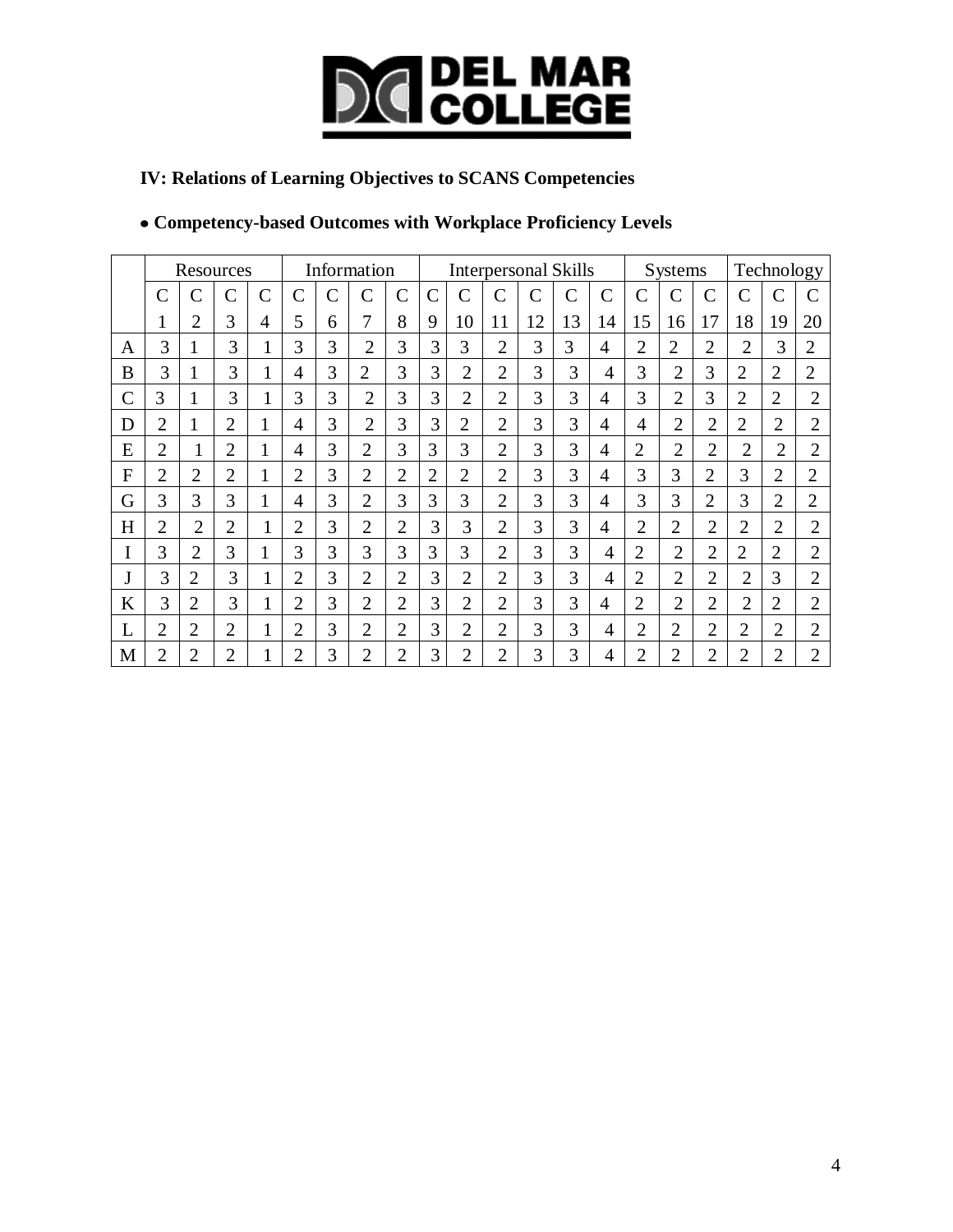### IV: Relations of Learning Objectives to SCANS Competencies

- **Competency-based Outcomes with Workplace Proficiency Levels**

| | Resources | | | | Information | | | | Interpersonal Skills | | | | | | Systems | | | Technology | | |
|---|---|---|---|---|---|---|---|---|---|---|---|---|---|---|---|---|---|---|---|---|
| | C 1 | C 2 | C 3 | C 4 | C 5 | C 6 | C 7 | C 8 | C 9 | C 10 | C 11 | C 12 | C 13 | C 14 | C 15 | C 16 | C 17 | C 18 | C 19 | C 20 |
| A | 3 | 1 | 3 | 1 | 3 | 3 | 2 | 3 | 3 | 3 | 2 | 3 | 3 | 4 | 2 | 2 | 2 | 2 | 3 | 2 |
| B | 3 | 1 | 3 | 1 | 4 | 3 | 2 | 3 | 3 | 2 | 2 | 3 | 3 | 4 | 3 | 2 | 3 | 2 | 2 | 2 |
| C | 3 | 1 | 3 | 1 | 3 | 3 | 2 | 3 | 3 | 2 | 2 | 3 | 3 | 4 | 3 | 2 | 3 | 2 | 2 | 2 |
| D | 2 | 1 | 2 | 1 | 4 | 3 | 2 | 3 | 3 | 2 | 2 | 3 | 3 | 4 | 4 | 2 | 2 | 2 | 2 | 2 |
| E | 2 | 1 | 2 | 1 | 4 | 3 | 2 | 3 | 3 | 3 | 2 | 3 | 3 | 4 | 2 | 2 | 2 | 2 | 2 | 2 |
| F | 2 | 2 | 2 | 1 | 2 | 3 | 2 | 2 | 2 | 2 | 2 | 3 | 3 | 4 | 3 | 3 | 2 | 3 | 2 | 2 |
| G | 3 | 3 | 3 | 1 | 4 | 3 | 2 | 3 | 3 | 3 | 2 | 3 | 3 | 4 | 3 | 3 | 2 | 3 | 2 | 2 |
| H | 2 | 2 | 2 | 1 | 2 | 3 | 2 | 2 | 3 | 3 | 2 | 3 | 3 | 4 | 2 | 2 | 2 | 2 | 2 | 2 |
| I | 3 | 2 | 3 | 1 | 3 | 3 | 3 | 3 | 3 | 3 | 2 | 3 | 3 | 4 | 2 | 2 | 2 | 2 | 2 | 2 |
| J | 3 | 2 | 3 | 1 | 2 | 3 | 2 | 2 | 3 | 2 | 2 | 3 | 3 | 4 | 2 | 2 | 2 | 2 | 3 | 2 |
| K | 3 | 2 | 3 | 1 | 2 | 3 | 2 | 2 | 3 | 2 | 2 | 3 | 3 | 4 | 2 | 2 | 2 | 2 | 2 | 2 |
| L | 2 | 2 | 2 | 1 | 2 | 3 | 2 | 2 | 3 | 2 | 2 | 3 | 3 | 4 | 2 | 2 | 2 | 2 | 2 | 2 |
| M | 2 | 2 | 2 | 1 | 2 | 3 | 2 | 2 | 3 | 2 | 2 | 3 | 3 | 4 | 2 | 2 | 2 | 2 | 2 | 2 |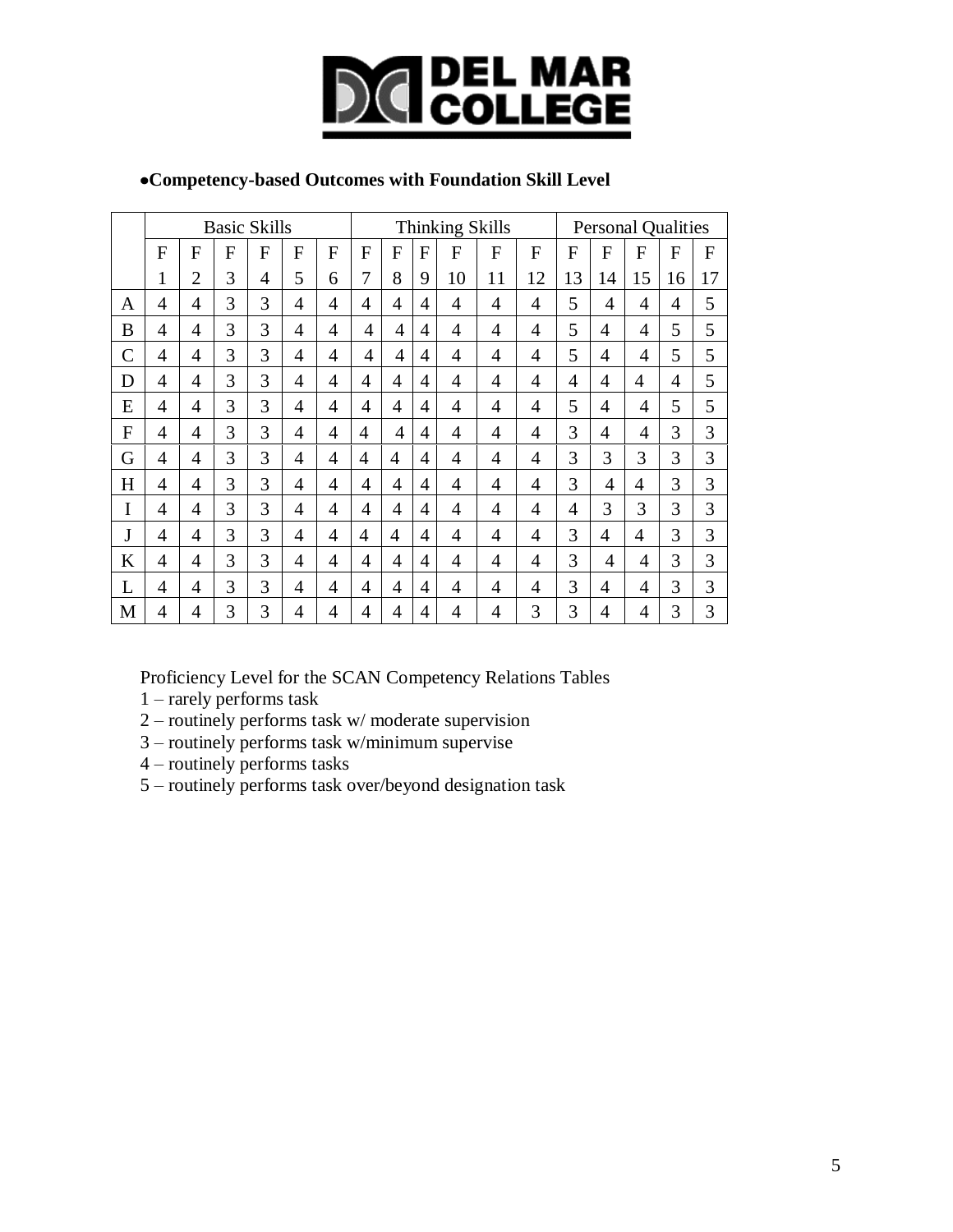DEL MAR COLLEGE

**•Competency-based Outcomes with Foundation Skill Level**

| | Basic Skills | | | | | | Thinking Skills | | | | | | Personal Qualities | | | | |
|---|---|---|---|---|---|---|---|---|---|---|---|---|---|---|---|---|---|
| | F 1 | F 2 | F 3 | F 4 | F 5 | F 6 | F 7 | F 8 | F 9 | F 10 | F 11 | F 12 | F 13 | F 14 | F 15 | F 16 | F 17 |
| A | 4 | 4 | 3 | 3 | 4 | 4 | 4 | 4 | 4 | 4 | 4 | 4 | 5 | 4 | 4 | 4 | 5 |
| B | 4 | 4 | 3 | 3 | 4 | 4 | 4 | 4 | 4 | 4 | 4 | 4 | 5 | 4 | 4 | 5 | 5 |
| C | 4 | 4 | 3 | 3 | 4 | 4 | 4 | 4 | 4 | 4 | 4 | 4 | 5 | 4 | 4 | 5 | 5 |
| D | 4 | 4 | 3 | 3 | 4 | 4 | 4 | 4 | 4 | 4 | 4 | 4 | 4 | 4 | 4 | 4 | 5 |
| E | 4 | 4 | 3 | 3 | 4 | 4 | 4 | 4 | 4 | 4 | 4 | 4 | 5 | 4 | 4 | 5 | 5 |
| F | 4 | 4 | 3 | 3 | 4 | 4 | 4 | 4 | 4 | 4 | 4 | 4 | 3 | 4 | 4 | 3 | 3 |
| G | 4 | 4 | 3 | 3 | 4 | 4 | 4 | 4 | 4 | 4 | 4 | 4 | 3 | 3 | 3 | 3 | 3 |
| H | 4 | 4 | 3 | 3 | 4 | 4 | 4 | 4 | 4 | 4 | 4 | 4 | 3 | 4 | 4 | 3 | 3 |
| I | 4 | 4 | 3 | 3 | 4 | 4 | 4 | 4 | 4 | 4 | 4 | 4 | 4 | 3 | 3 | 3 | 3 |
| J | 4 | 4 | 3 | 3 | 4 | 4 | 4 | 4 | 4 | 4 | 4 | 4 | 3 | 4 | 4 | 3 | 3 |
| K | 4 | 4 | 3 | 3 | 4 | 4 | 4 | 4 | 4 | 4 | 4 | 4 | 3 | 4 | 4 | 3 | 3 |
| L | 4 | 4 | 3 | 3 | 4 | 4 | 4 | 4 | 4 | 4 | 4 | 4 | 3 | 4 | 4 | 3 | 3 |
| M | 4 | 4 | 3 | 3 | 4 | 4 | 4 | 4 | 4 | 4 | 4 | 3 | 3 | 4 | 4 | 3 | 3 |

Proficiency Level for the SCAN Competency Relations Tables

1 – rarely performs task
2 – routinely performs task w/ moderate supervision
3 – routinely performs task w/minimum supervise
4 – routinely performs tasks
5 – routinely performs task over/beyond designation task